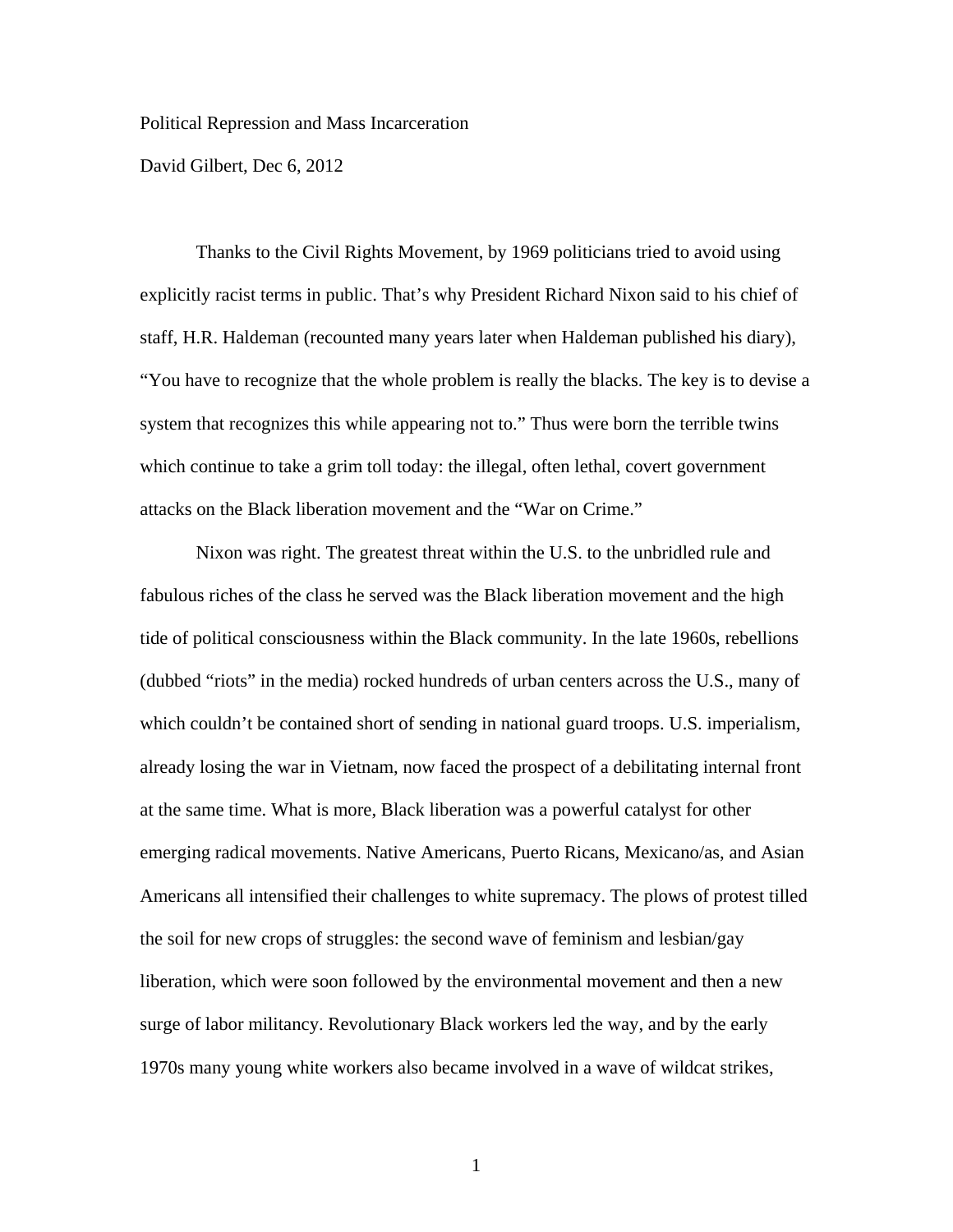Political Repression and Mass Incarceration

David Gilbert, Dec 6, 2012

Thanks to the Civil Rights Movement, by 1969 politicians tried to avoid using explicitly racist terms in public. That's why President Richard Nixon said to his chief of staff, H.R. Haldeman (recounted many years later when Haldeman published his diary), "You have to recognize that the whole problem is really the blacks. The key is to devise a system that recognizes this while appearing not to." Thus were born the terrible twins which continue to take a grim toll today: the illegal, often lethal, covert government attacks on the Black liberation movement and the "War on Crime."

Nixon was right. The greatest threat within the U.S. to the unbridled rule and fabulous riches of the class he served was the Black liberation movement and the high tide of political consciousness within the Black community. In the late 1960s, rebellions (dubbed "riots" in the media) rocked hundreds of urban centers across the U.S., many of which couldn't be contained short of sending in national guard troops. U.S. imperialism, already losing the war in Vietnam, now faced the prospect of a debilitating internal front at the same time. What is more, Black liberation was a powerful catalyst for other emerging radical movements. Native Americans, Puerto Ricans, Mexicano/as, and Asian Americans all intensified their challenges to white supremacy. The plows of protest tilled the soil for new crops of struggles: the second wave of feminism and lesbian/gay liberation, which were soon followed by the environmental movement and then a new surge of labor militancy. Revolutionary Black workers led the way, and by the early 1970s many young white workers also became involved in a wave of wildcat strikes,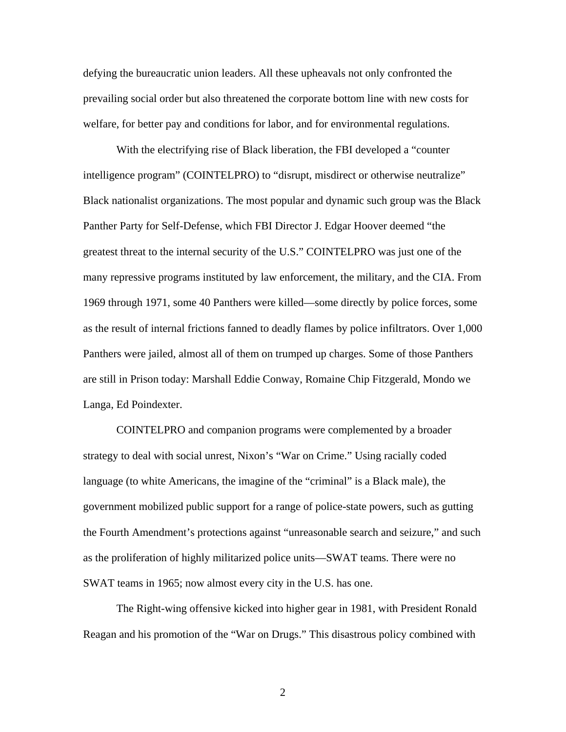defying the bureaucratic union leaders. All these upheavals not only confronted the prevailing social order but also threatened the corporate bottom line with new costs for welfare, for better pay and conditions for labor, and for environmental regulations.

With the electrifying rise of Black liberation, the FBI developed a "counter intelligence program" (COINTELPRO) to "disrupt, misdirect or otherwise neutralize" Black nationalist organizations. The most popular and dynamic such group was the Black Panther Party for Self-Defense, which FBI Director J. Edgar Hoover deemed "the greatest threat to the internal security of the U.S." COINTELPRO was just one of the many repressive programs instituted by law enforcement, the military, and the CIA. From 1969 through 1971, some 40 Panthers were killed—some directly by police forces, some as the result of internal frictions fanned to deadly flames by police infiltrators. Over 1,000 Panthers were jailed, almost all of them on trumped up charges. Some of those Panthers are still in Prison today: Marshall Eddie Conway, Romaine Chip Fitzgerald, Mondo we Langa, Ed Poindexter.

COINTELPRO and companion programs were complemented by a broader strategy to deal with social unrest, Nixon's "War on Crime." Using racially coded language (to white Americans, the imagine of the "criminal" is a Black male), the government mobilized public support for a range of police-state powers, such as gutting the Fourth Amendment's protections against "unreasonable search and seizure," and such as the proliferation of highly militarized police units—SWAT teams. There were no SWAT teams in 1965; now almost every city in the U.S. has one.

The Right-wing offensive kicked into higher gear in 1981, with President Ronald Reagan and his promotion of the "War on Drugs." This disastrous policy combined with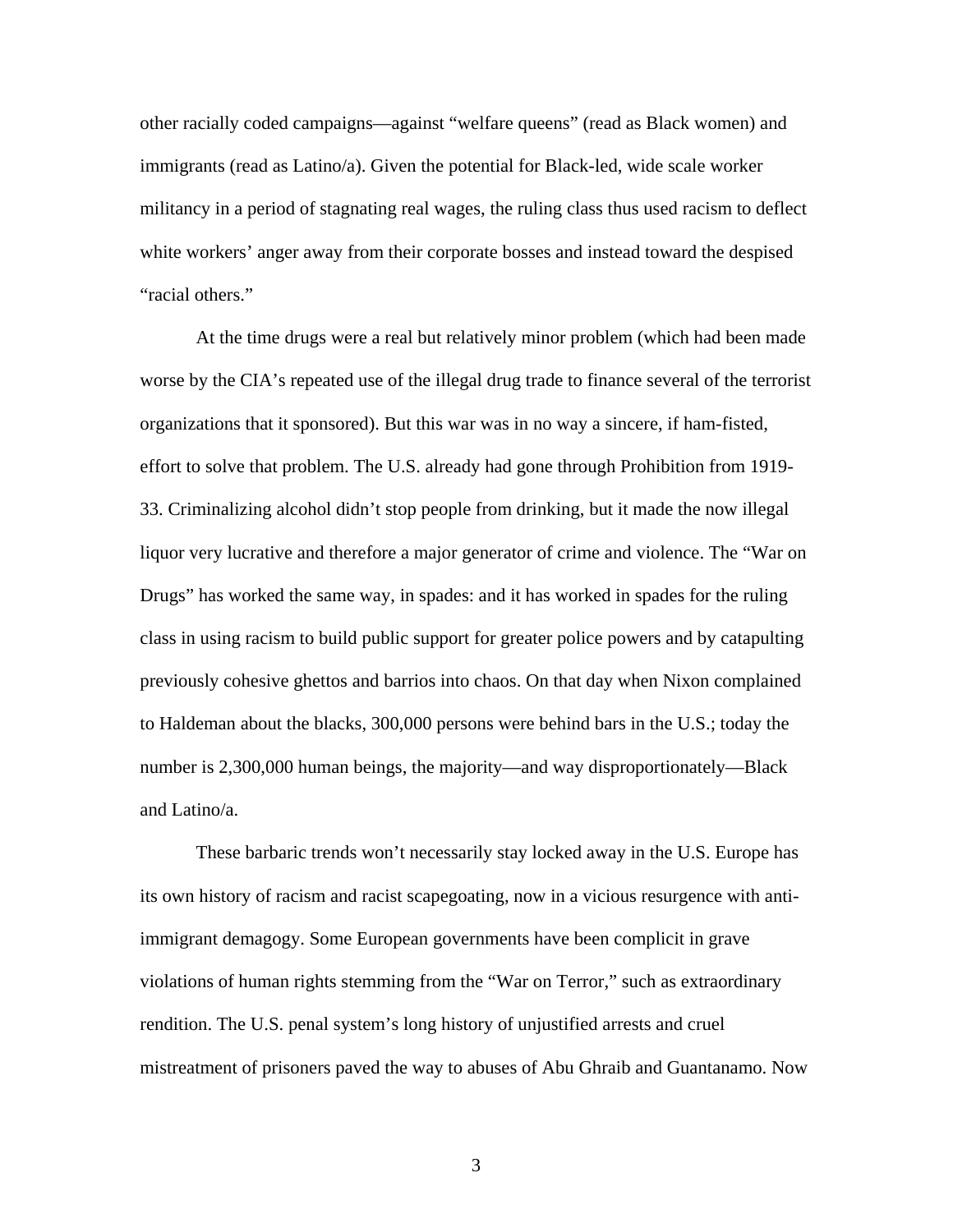other racially coded campaigns—against "welfare queens" (read as Black women) and immigrants (read as Latino/a). Given the potential for Black-led, wide scale worker militancy in a period of stagnating real wages, the ruling class thus used racism to deflect white workers' anger away from their corporate bosses and instead toward the despised "racial others."

At the time drugs were a real but relatively minor problem (which had been made worse by the CIA's repeated use of the illegal drug trade to finance several of the terrorist organizations that it sponsored). But this war was in no way a sincere, if ham-fisted, effort to solve that problem. The U.S. already had gone through Prohibition from 1919-33. Criminalizing alcohol didn't stop people from drinking, but it made the now illegal liquor very lucrative and therefore a major generator of crime and violence. The "War on Drugs" has worked the same way, in spades: and it has worked in spades for the ruling class in using racism to build public support for greater police powers and by catapulting previously cohesive ghettos and barrios into chaos. On that day when Nixon complained to Haldeman about the blacks, 300,000 persons were behind bars in the U.S.; today the number is 2,300,000 human beings, the majority—and way disproportionately—Black and Latino/a.

These barbaric trends won't necessarily stay locked away in the U.S. Europe has its own history of racism and racist scapegoating, now in a vicious resurgence with anti-immigrant demagogy. Some European governments have been complicit in grave violations of human rights stemming from the "War on Terror," such as extraordinary rendition. The U.S. penal system's long history of unjustified arrests and cruel mistreatment of prisoners paved the way to abuses of Abu Ghraib and Guantanamo. Now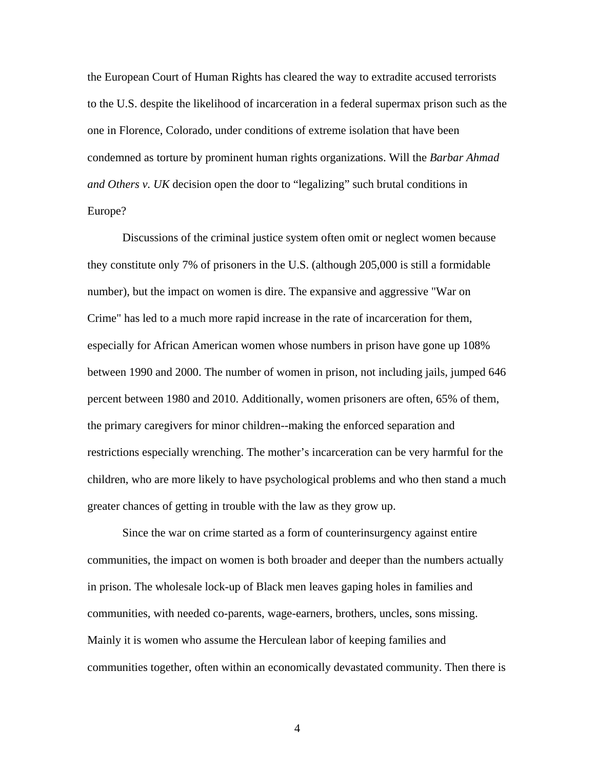the European Court of Human Rights has cleared the way to extradite accused terrorists to the U.S. despite the likelihood of incarceration in a federal supermax prison such as the one in Florence, Colorado, under conditions of extreme isolation that have been condemned as torture by prominent human rights organizations. Will the *Barbar Ahmad and Others v. UK* decision open the door to "legalizing" such brutal conditions in Europe?

Discussions of the criminal justice system often omit or neglect women because they constitute only 7% of prisoners in the U.S. (although 205,000 is still a formidable number), but the impact on women is dire. The expansive and aggressive "War on Crime" has led to a much more rapid increase in the rate of incarceration for them, especially for African American women whose numbers in prison have gone up 108% between 1990 and 2000. The number of women in prison, not including jails, jumped 646 percent between 1980 and 2010. Additionally, women prisoners are often, 65% of them, the primary caregivers for minor children--making the enforced separation and restrictions especially wrenching. The mother's incarceration can be very harmful for the children, who are more likely to have psychological problems and who then stand a much greater chances of getting in trouble with the law as they grow up.

Since the war on crime started as a form of counterinsurgency against entire communities, the impact on women is both broader and deeper than the numbers actually in prison. The wholesale lock-up of Black men leaves gaping holes in families and communities, with needed co-parents, wage-earners, brothers, uncles, sons missing. Mainly it is women who assume the Herculean labor of keeping families and communities together, often within an economically devastated community. Then there is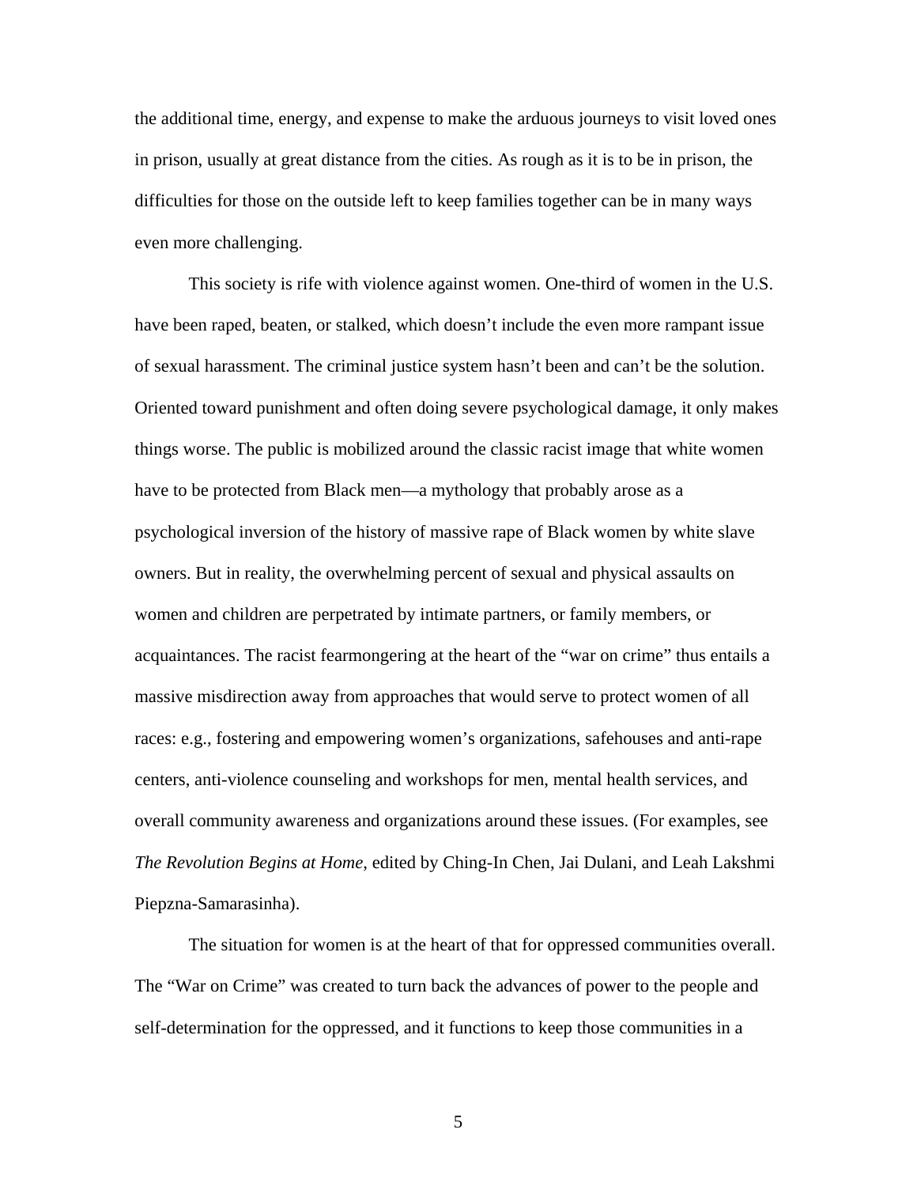the additional time, energy, and expense to make the arduous journeys to visit loved ones in prison, usually at great distance from the cities. As rough as it is to be in prison, the difficulties for those on the outside left to keep families together can be in many ways even more challenging.

This society is rife with violence against women. One-third of women in the U.S. have been raped, beaten, or stalked, which doesn't include the even more rampant issue of sexual harassment. The criminal justice system hasn't been and can't be the solution. Oriented toward punishment and often doing severe psychological damage, it only makes things worse. The public is mobilized around the classic racist image that white women have to be protected from Black men—a mythology that probably arose as a psychological inversion of the history of massive rape of Black women by white slave owners. But in reality, the overwhelming percent of sexual and physical assaults on women and children are perpetrated by intimate partners, or family members, or acquaintances. The racist fearmongering at the heart of the "war on crime" thus entails a massive misdirection away from approaches that would serve to protect women of all races: e.g., fostering and empowering women's organizations, safehouses and anti-rape centers, anti-violence counseling and workshops for men, mental health services, and overall community awareness and organizations around these issues. (For examples, see *The Revolution Begins at Home*, edited by Ching-In Chen, Jai Dulani, and Leah Lakshmi Piepzna-Samarasinha).

The situation for women is at the heart of that for oppressed communities overall. The "War on Crime" was created to turn back the advances of power to the people and self-determination for the oppressed, and it functions to keep those communities in a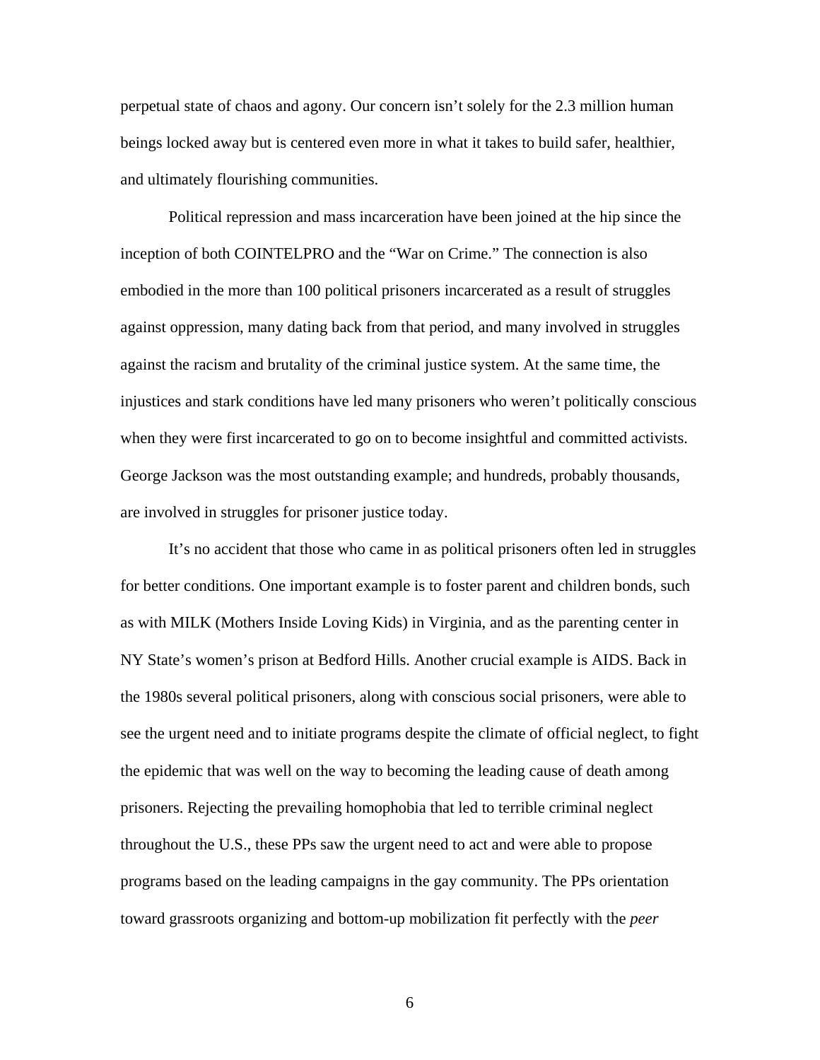perpetual state of chaos and agony. Our concern isn't solely for the 2.3 million human beings locked away but is centered even more in what it takes to build safer, healthier, and ultimately flourishing communities.

Political repression and mass incarceration have been joined at the hip since the inception of both COINTELPRO and the "War on Crime." The connection is also embodied in the more than 100 political prisoners incarcerated as a result of struggles against oppression, many dating back from that period, and many involved in struggles against the racism and brutality of the criminal justice system. At the same time, the injustices and stark conditions have led many prisoners who weren't politically conscious when they were first incarcerated to go on to become insightful and committed activists. George Jackson was the most outstanding example; and hundreds, probably thousands, are involved in struggles for prisoner justice today.

It's no accident that those who came in as political prisoners often led in struggles for better conditions. One important example is to foster parent and children bonds, such as with MILK (Mothers Inside Loving Kids) in Virginia, and as the parenting center in NY State's women's prison at Bedford Hills. Another crucial example is AIDS. Back in the 1980s several political prisoners, along with conscious social prisoners, were able to see the urgent need and to initiate programs despite the climate of official neglect, to fight the epidemic that was well on the way to becoming the leading cause of death among prisoners. Rejecting the prevailing homophobia that led to terrible criminal neglect throughout the U.S., these PPs saw the urgent need to act and were able to propose programs based on the leading campaigns in the gay community. The PPs orientation toward grassroots organizing and bottom-up mobilization fit perfectly with the *peer*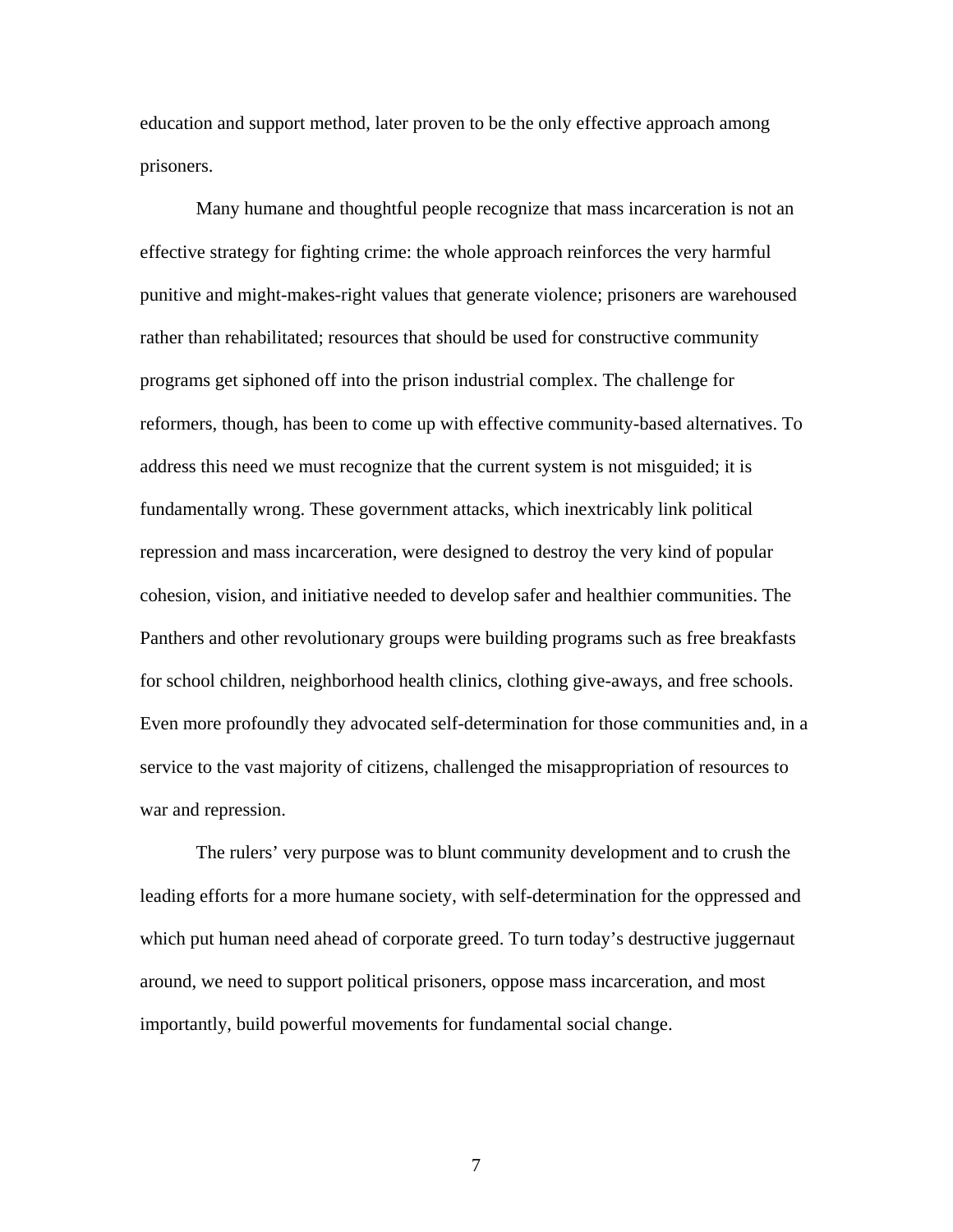education and support method, later proven to be the only effective approach among prisoners.

Many humane and thoughtful people recognize that mass incarceration is not an effective strategy for fighting crime: the whole approach reinforces the very harmful punitive and might-makes-right values that generate violence; prisoners are warehoused rather than rehabilitated; resources that should be used for constructive community programs get siphoned off into the prison industrial complex. The challenge for reformers, though, has been to come up with effective community-based alternatives. To address this need we must recognize that the current system is not misguided; it is fundamentally wrong. These government attacks, which inextricably link political repression and mass incarceration, were designed to destroy the very kind of popular cohesion, vision, and initiative needed to develop safer and healthier communities. The Panthers and other revolutionary groups were building programs such as free breakfasts for school children, neighborhood health clinics, clothing give-aways, and free schools. Even more profoundly they advocated self-determination for those communities and, in a service to the vast majority of citizens, challenged the misappropriation of resources to war and repression.

The rulers' very purpose was to blunt community development and to crush the leading efforts for a more humane society, with self-determination for the oppressed and which put human need ahead of corporate greed. To turn today's destructive juggernaut around, we need to support political prisoners, oppose mass incarceration, and most importantly, build powerful movements for fundamental social change.